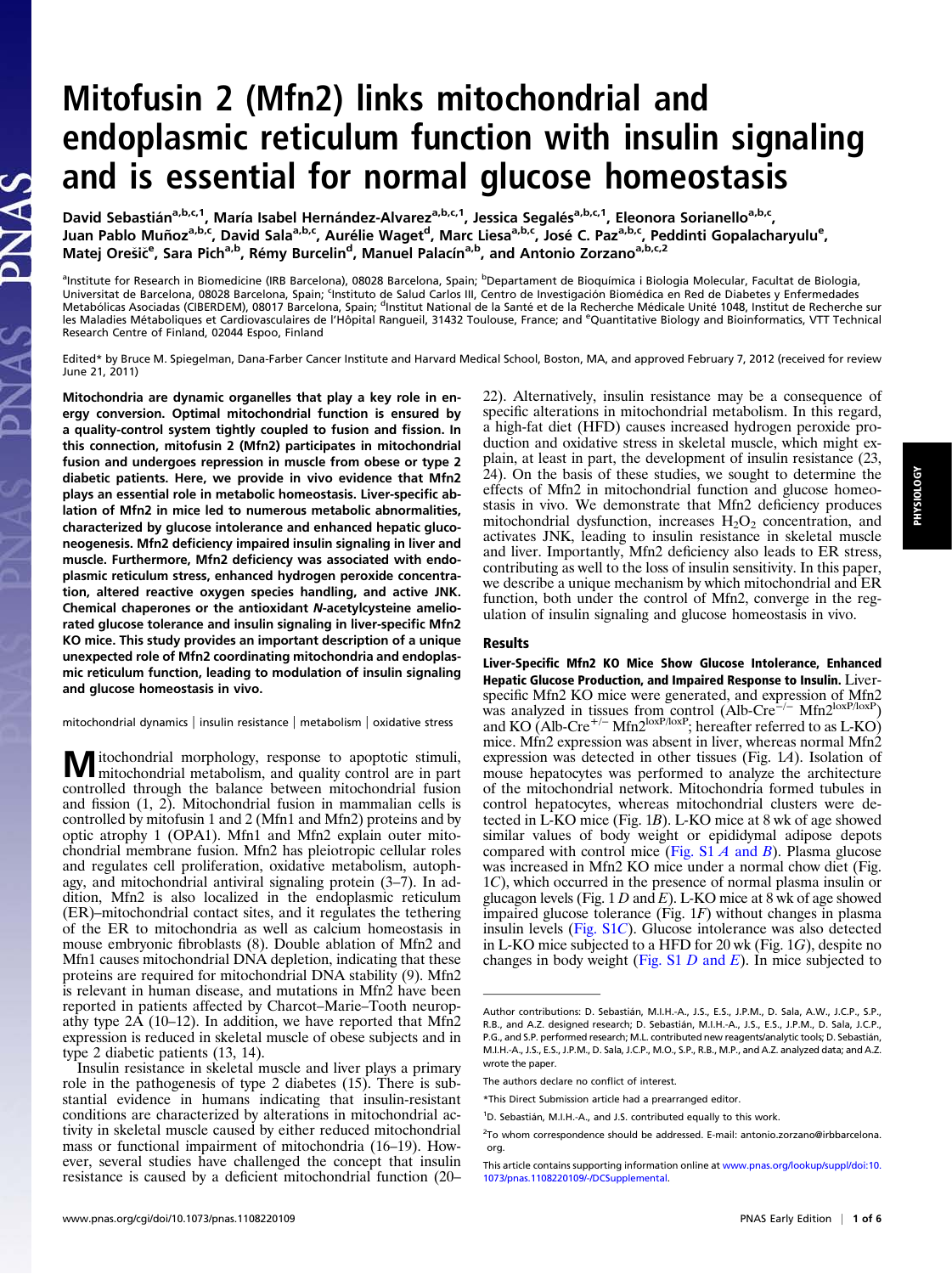# Mitofusin 2 (Mfn2) links mitochondrial and endoplasmic reticulum function with insulin signaling and is essential for normal glucose homeostasis

David Sebastián[a,b,c,1], María Isabel Hernández-Alvarez[a,b,c,1], Jessica Segalés[a,b,c,1], Eleonora Sorianello[a,b,c], Juan Pablo Muñoz[a,b,c], David Sala[a,b,c], Aurélie Waget[d], Marc Liesa[a,b,c], José C. Paz[a,b,c], Peddinti Gopalacharyulu[e], Matej Orešič[e], Sara Pich[a,b], Rémy Burcelin[d], Manuel Palacín[a,b], and Antonio Zorzano[a,b,c,2]

[a]Institute for Research in Biomedicine (IRB Barcelona), 08028 Barcelona, Spain; [b]Departament de Bioquímica i Biologia Molecular, Facultat de Biologia, Universitat de Barcelona, 08028 Barcelona, Spain; [c]Instituto de Salud Carlos III, Centro de Investigación Biomédica en Red de Diabetes y Enfermedades Metabólicas Asociadas (CIBERDEM), 08017 Barcelona, Spain; [d]Institut National de la Santé et de la Recherche Médicale Unité 1048, Institut de Recherche sur les Maladies Métaboliques et Cardiovasculaires de l'Hôpital Rangueil, 31432 Toulouse, France; and [e]Quantitative Biology and Bioinformatics, VTT Technical Research Centre of Finland, 02044 Espoo, Finland

Edited* by Bruce M. Spiegelman, Dana-Farber Cancer Institute and Harvard Medical School, Boston, MA, and approved February 7, 2012 (received for review June 21, 2011)

**Mitochondria are dynamic organelles that play a key role in energy conversion. Optimal mitochondrial function is ensured by a quality-control system tightly coupled to fusion and fission. In this connection, mitofusin 2 (Mfn2) participates in mitochondrial fusion and undergoes repression in muscle from obese or type 2 diabetic patients. Here, we provide in vivo evidence that Mfn2 plays an essential role in metabolic homeostasis. Liver-specific ablation of Mfn2 in mice led to numerous metabolic abnormalities, characterized by glucose intolerance and enhanced hepatic gluconeogenesis. Mfn2 deficiency impaired insulin signaling in liver and muscle. Furthermore, Mfn2 deficiency was associated with endoplasmic reticulum stress, enhanced hydrogen peroxide concentration, altered reactive oxygen species handling, and active JNK. Chemical chaperones or the antioxidant *N*-acetylcysteine ameliorated glucose tolerance and insulin signaling in liver-specific Mfn2 KO mice. This study provides an important description of a unique unexpected role of Mfn2 coordinating mitochondria and endoplasmic reticulum function, leading to modulation of insulin signaling and glucose homeostasis in vivo.**

mitochondrial dynamics | insulin resistance | metabolism | oxidative stress

Mitochondrial morphology, response to apoptotic stimuli, mitochondrial metabolism, and quality control are in part controlled through the balance between mitochondrial fusion and fission (1, 2). Mitochondrial fusion in mammalian cells is controlled by mitofusin 1 and 2 (Mfn1 and Mfn2) proteins and by optic atrophy 1 (OPA1). Mfn1 and Mfn2 explain outer mitochondrial membrane fusion. Mfn2 has pleiotropic cellular roles and regulates cell proliferation, oxidative metabolism, autophagy, and mitochondrial antiviral signaling protein (3–7). In addition, Mfn2 is also localized in the endoplasmic reticulum (ER)–mitochondrial contact sites, and it regulates the tethering of the ER to mitochondria as well as calcium homeostasis in mouse embryonic fibroblasts (8). Double ablation of Mfn2 and Mfn1 causes mitochondrial DNA depletion, indicating that these proteins are required for mitochondrial DNA stability (9). Mfn2 is relevant in human disease, and mutations in Mfn2 have been reported in patients affected by Charcot–Marie–Tooth neuropathy type 2A (10–12). In addition, we have reported that Mfn2 expression is reduced in skeletal muscle of obese subjects and in type 2 diabetic patients (13, 14).

Insulin resistance in skeletal muscle and liver plays a primary role in the pathogenesis of type 2 diabetes (15). There is substantial evidence in humans indicating that insulin-resistant conditions are characterized by alterations in mitochondrial activity in skeletal muscle caused by either reduced mitochondrial mass or functional impairment of mitochondria (16–19). However, several studies have challenged the concept that insulin resistance is caused by a deficient mitochondrial function (20–22). Alternatively, insulin resistance may be a consequence of specific alterations in mitochondrial metabolism. In this regard, a high-fat diet (HFD) causes increased hydrogen peroxide production and oxidative stress in skeletal muscle, which might explain, at least in part, the development of insulin resistance (23, 24). On the basis of these studies, we sought to determine the effects of Mfn2 in mitochondrial function and glucose homeostasis in vivo. We demonstrate that Mfn2 deficiency produces mitochondrial dysfunction, increases $H_2O_2$ concentration, and activates JNK, leading to insulin resistance in skeletal muscle and liver. Importantly, Mfn2 deficiency also leads to ER stress, contributing as well to the loss of insulin sensitivity. In this paper, we describe a unique mechanism by which mitochondrial and ER function, both under the control of Mfn2, converge in the regulation of insulin signaling and glucose homeostasis in vivo.

## Results

**Liver-Specific Mfn2 KO Mice Show Glucose Intolerance, Enhanced Hepatic Glucose Production, and Impaired Response to Insulin.** Liver-specific Mfn2 KO mice were generated, and expression of Mfn2 was analyzed in tissues from control (Alb-Cre$^{-/-}$ Mfn2$^{loxP/loxP}$) and KO (Alb-Cre$^{+/-}$ Mfn2$^{loxP/loxP}$; hereafter referred to as L-KO) mice. Mfn2 expression was absent in liver, whereas normal Mfn2 expression was detected in other tissues (Fig. 1*A*). Isolation of mouse hepatocytes was performed to analyze the architecture of the mitochondrial network. Mitochondria formed tubules in control hepatocytes, whereas mitochondrial clusters were detected in L-KO mice (Fig. 1*B*). L-KO mice at 8 wk of age showed similar values of body weight or epididymal adipose depots compared with control mice (Fig. S1 *A* and *B*). Plasma glucose was increased in Mfn2 KO mice under a normal chow diet (Fig. 1*C*), which occurred in the presence of normal plasma insulin or glucagon levels (Fig. 1 *D* and *E*). L-KO mice at 8 wk of age showed impaired glucose tolerance (Fig. 1*F*) without changes in plasma insulin levels (Fig. S1*C*). Glucose intolerance was also detected in L-KO mice subjected to a HFD for 20 wk (Fig. 1*G*), despite no changes in body weight (Fig. S1 *D* and *E*). In mice subjected to

Author contributions: D. Sebastián, M.I.H.-A., J.S., E.S., J.P.M., D. Sala, A.W., J.C.P., S.P., R.B., and A.Z. designed research; D. Sebastián, M.I.H.-A., J.S., E.S., J.P.M., D. Sala, J.C.P., P.G., and S.P. performed research; M.L. contributed new reagents/analytic tools; D. Sebastián, M.I.H.-A., J.S., E.S., J.P.M., D. Sala, J.C.P., M.O., S.P., R.B., M.P., and A.Z. analyzed data; and A.Z. wrote the paper.

The authors declare no conflict of interest.

*This Direct Submission article had a prearranged editor.

[1]D. Sebastián, M.I.H.-A., and J.S. contributed equally to this work.

[2]To whom correspondence should be addressed. E-mail: antonio.zorzano@irbbarcelona.org.

This article contains supporting information online at www.pnas.org/lookup/suppl/doi:10.1073/pnas.1108220109/-/DCSupplemental.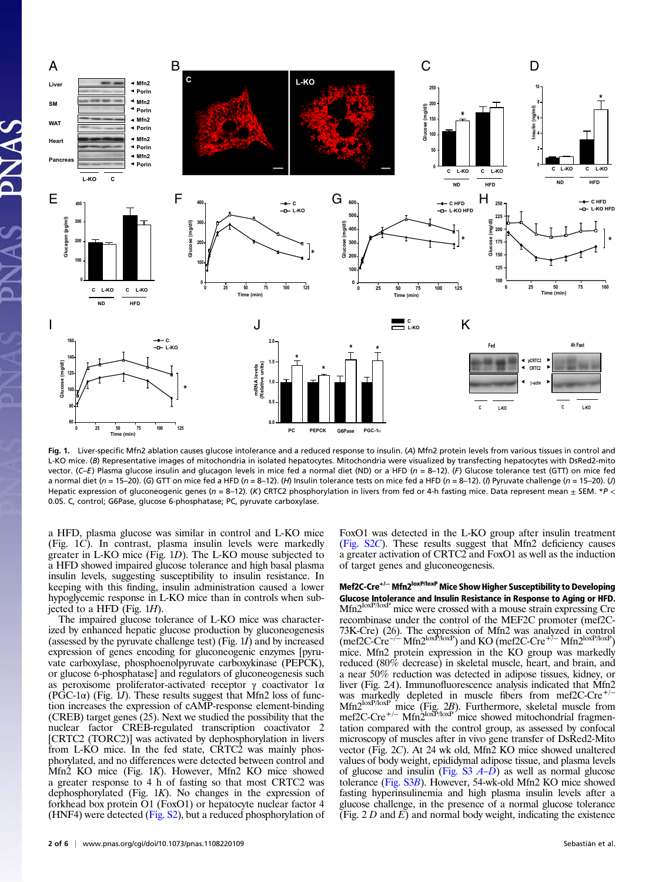**Fig. 1.** Liver-specific Mfn2 ablation causes glucose intolerance and a reduced response to insulin. (*A*) Mfn2 protein levels from various tissues in control and L-KO mice. (*B*) Representative images of mitochondria in isolated hepatocytes. Mitochondria were visualized by transfecting hepatocytes with DsRed2-mito vector. (*C–E*) Plasma glucose insulin and glucagon levels in mice fed a normal diet (ND) or a HFD ($n$ = 8–12). (*F*) Glucose tolerance test (GTT) on mice fed a normal diet ($n$ = 15–20). (*G*) GTT on mice fed a HFD ($n$ = 8–12). (*H*) Insulin tolerance tests on mice fed a HFD ($n$ = 8–12). (*I*) Pyruvate challenge ($n$ = 15–20). (*J*) Hepatic expression of gluconeogenic genes ($n$ = 8–12). (*K*) CRTC2 phosphorylation in livers from fed or 4-h fasting mice. Data represent mean ± SEM. *$P < 0.05$. C, control; G6Pase, glucose 6-phosphatase; PC, pyruvate carboxylase.

a HFD, plasma glucose was similar in control and L-KO mice (Fig. 1*C*). In contrast, plasma insulin levels were markedly greater in L-KO mice (Fig. 1*D*). The L-KO mouse subjected to a HFD showed impaired glucose tolerance and high basal plasma insulin levels, suggesting susceptibility to insulin resistance. In keeping with this finding, insulin administration caused a lower hypoglycemic response in L-KO mice than in controls when subjected to a HFD (Fig. 1*H*).

The impaired glucose tolerance of L-KO mice was characterized by enhanced hepatic glucose production by gluconeogenesis (assessed by the pyruvate challenge test) (Fig. 1*I*) and by increased expression of genes encoding for gluconeogenic enzymes [pyruvate carboxylase, phosphoenolpyruvate carboxykinase (PEPCK), or glucose 6-phosphatase] and regulators of gluconeogenesis such as peroxisome proliferator-activated receptor γ coactivator 1α (PGC-1α) (Fig. 1*J*). These results suggest that Mfn2 loss of function increases the expression of cAMP-response element-binding (CREB) target genes (25). Next we studied the possibility that the nuclear factor CREB-regulated transcription coactivator 2 [CRTC2 (TORC2)] was activated by dephosphorylation in livers from L-KO mice. In the fed state, CRTC2 was mainly phosphorylated, and no differences were detected between control and Mfn2 KO mice (Fig. 1*K*). However, Mfn2 KO mice showed a greater response to 4 h of fasting so that most CRTC2 was dephosphorylated (Fig. 1*K*). No changes in the expression of forkhead box protein O1 (FoxO1) or hepatocyte nuclear factor 4 (HNF4) were detected (Fig. S2), but a reduced phosphorylation of FoxO1 was detected in the L-KO group after insulin treatment (Fig. S2*C*). These results suggest that Mfn2 deficiency causes a greater activation of CRTC2 and FoxO1 as well as the induction of target genes and gluconeogenesis.

**Mef2C-Cre$^{+/-}$ Mfn2$^{loxP/loxP}$ Mice Show Higher Susceptibility to Developing Glucose Intolerance and Insulin Resistance in Response to Aging or HFD.** Mfn2$^{loxP/loxP}$ mice were crossed with a mouse strain expressing Cre recombinase under the control of the MEF2C promoter (mef2C-73K-Cre) (26). The expression of Mfn2 was analyzed in control (mef2C-Cre$^{-/-}$ Mfn2$^{loxP/loxP}$) and KO (mef2C-Cre$^{+/-}$ Mfn2$^{loxP/loxP}$) mice. Mfn2 protein expression in the KO group was markedly reduced (80% decrease) in skeletal muscle, heart, and brain, and a near 50% reduction was detected in adipose tissues, kidney, or liver (Fig. 2*A*). Immunofluorescence analysis indicated that Mfn2 was markedly depleted in muscle fibers from mef2C-Cre$^{+/-}$ Mfn2$^{loxP/loxP}$ mice (Fig. 2*B*). Furthermore, skeletal muscle from mef2C-Cre$^{+/-}$ Mfn2$^{loxP/loxP}$ mice showed mitochondrial fragmentation compared with the control group, as assessed by confocal microscopy of muscles after in vivo gene transfer of DsRed2-Mito vector (Fig. 2*C*). At 24 wk old, Mfn2 KO mice showed unaltered values of body weight, epididymal adipose tissue, and plasma levels of glucose and insulin (Fig. S3 *A–D*) as well as normal glucose tolerance (Fig. S3*B*). However, 54-wk-old Mfn2 KO mice showed fasting hyperinsulinemia and high plasma insulin levels after a glucose challenge, in the presence of a normal glucose tolerance (Fig. 2 *D* and *E*) and normal body weight, indicating the existence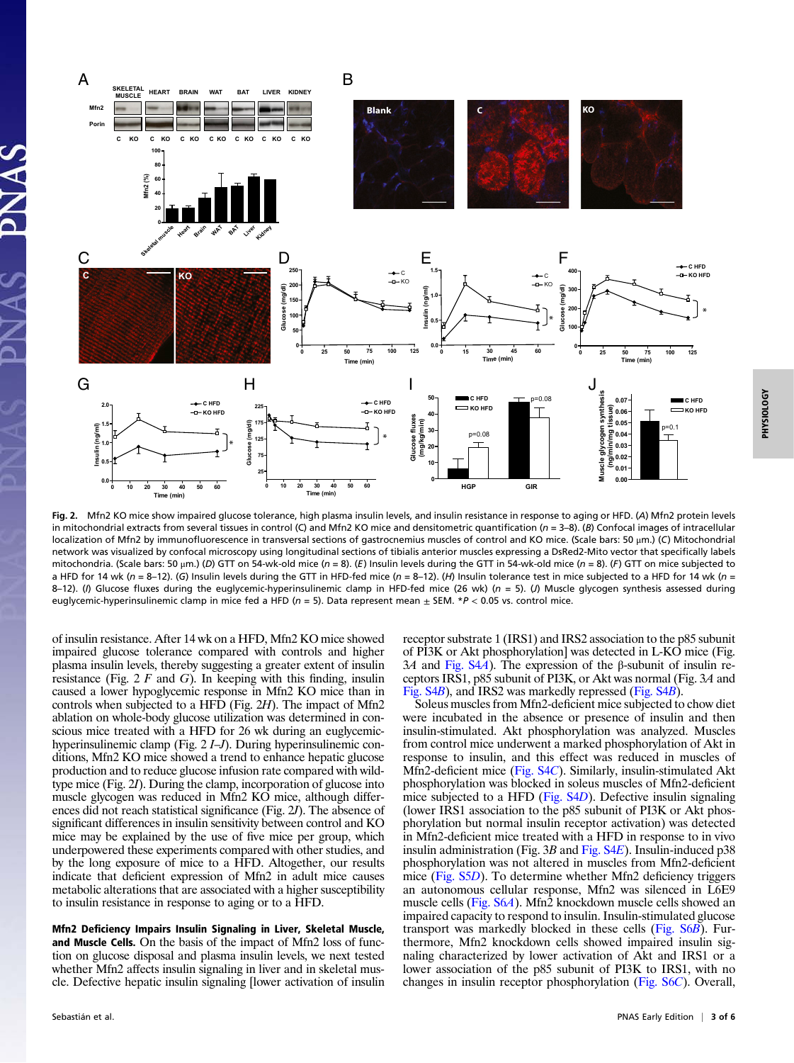**Fig. 2.** Mfn2 KO mice show impaired glucose tolerance, high plasma insulin levels, and insulin resistance in response to aging or HFD. (*A*) Mfn2 protein levels in mitochondrial extracts from several tissues in control (C) and Mfn2 KO mice and densitometric quantification (*n* = 3–8). (*B*) Confocal images of intracellular localization of Mfn2 by immunofluorescence in transversal sections of gastrocnemius muscles of control and KO mice. (Scale bars: 50 μm.) (*C*) Mitochondrial network was visualized by confocal microscopy using longitudinal sections of tibialis anterior muscles expressing a DsRed2-Mito vector that specifically labels mitochondria. (Scale bars: 50 μm.) (*D*) GTT on 54-wk-old mice (*n* = 8–10). (*E*) Insulin levels during the GTT in 54-wk-old mice (*n* = 8). (*F*) GTT on mice subjected to a HFD for 14 wk (*n* = 8–12). (*G*) Insulin levels during the GTT in HFD-fed mice (*n* = 8–12). (*H*) Insulin tolerance test in mice subjected to a HFD for 14 wk (*n* = 8–12). (*I*) Glucose fluxes during the euglycemic-hyperinsulinemic clamp in HFD-fed mice (26 wk) (*n* = 5). (*J*) Muscle glycogen synthesis assessed during euglycemic-hyperinsulinemic clamp in mice fed a HFD (*n* = 5). Data represent mean ± SEM. *$P < 0.05$ vs. control mice.

of insulin resistance. After 14 wk on a HFD, Mfn2 KO mice showed impaired glucose tolerance compared with controls and higher plasma insulin levels, thereby suggesting a greater extent of insulin resistance (Fig. 2 *F* and *G*). In keeping with this finding, insulin caused a lower hypoglycemic response in Mfn2 KO mice than in controls when subjected to a HFD (Fig. 2*H*). The impact of Mfn2 ablation on whole-body glucose utilization was determined in conscious mice treated with a HFD for 26 wk during an euglycemic-hyperinsulinemic clamp (Fig. 2 *I*–*J*). During hyperinsulinemic conditions, Mfn2 KO mice showed a trend to enhance hepatic glucose production and to reduce glucose infusion rate compared with wild-type mice (Fig. 2*I*). During the clamp, incorporation of glucose into muscle glycogen was reduced in Mfn2 KO mice, although differences did not reach statistical significance (Fig. 2*J*). The absence of significant differences in insulin sensitivity between control and KO mice may be explained by the use of five mice per group, which underpowered these experiments compared with other studies, and by the long exposure of mice to a HFD. Altogether, our results indicate that deficient expression of Mfn2 in adult mice causes metabolic alterations that are associated with a higher susceptibility to insulin resistance in response to aging or to a HFD.

**Mfn2 Deficiency Impairs Insulin Signaling in Liver, Skeletal Muscle, and Muscle Cells.** On the basis of the impact of Mfn2 loss of function on glucose disposal and plasma insulin levels, we next tested whether Mfn2 affects insulin signaling in liver and in skeletal muscle. Defective hepatic insulin signaling [lower activation of insulin receptor substrate 1 (IRS1) and IRS2 association to the p85 subunit of PI3K or Akt phosphorylation] was detected in L-KO mice (Fig. 3*A* and Fig. S4*A*). The expression of the β-subunit of insulin receptors IRS1, p85 subunit of PI3K, or Akt was normal (Fig. 3*A* and Fig. S4*B*), and IRS2 was markedly repressed (Fig. S4*B*).

Soleus muscles from Mfn2-deficient mice subjected to chow diet were incubated in the absence or presence of insulin and then insulin-stimulated. Akt phosphorylation was analyzed. Muscles from control mice underwent a marked phosphorylation of Akt in response to insulin, and this effect was reduced in muscles of Mfn2-deficient mice (Fig. S4*C*). Similarly, insulin-stimulated Akt phosphorylation was blocked in soleus muscles of Mfn2-deficient mice subjected to a HFD (Fig. S4*D*). Defective insulin signaling (lower IRS1 association to the p85 subunit of PI3K or Akt phosphorylation but normal insulin receptor activation) was detected in Mfn2-deficient mice treated with a HFD in response to in vivo insulin administration (Fig. 3*B* and Fig. S4*E*). Insulin-induced p38 phosphorylation was not altered in muscles from Mfn2-deficient mice (Fig. S5*D*). To determine whether Mfn2 deficiency triggers an autonomous cellular response, Mfn2 was silenced in L6E9 muscle cells (Fig. S6*A*). Mfn2 knockdown muscle cells showed an impaired capacity to respond to insulin. Insulin-stimulated glucose transport was markedly blocked in these cells (Fig. S6*B*). Furthermore, Mfn2 knockdown cells showed impaired insulin signaling characterized by lower activation of Akt and IRS1 or a lower association of the p85 subunit of PI3K to IRS1, with no changes in insulin receptor phosphorylation (Fig. S6*C*). Overall,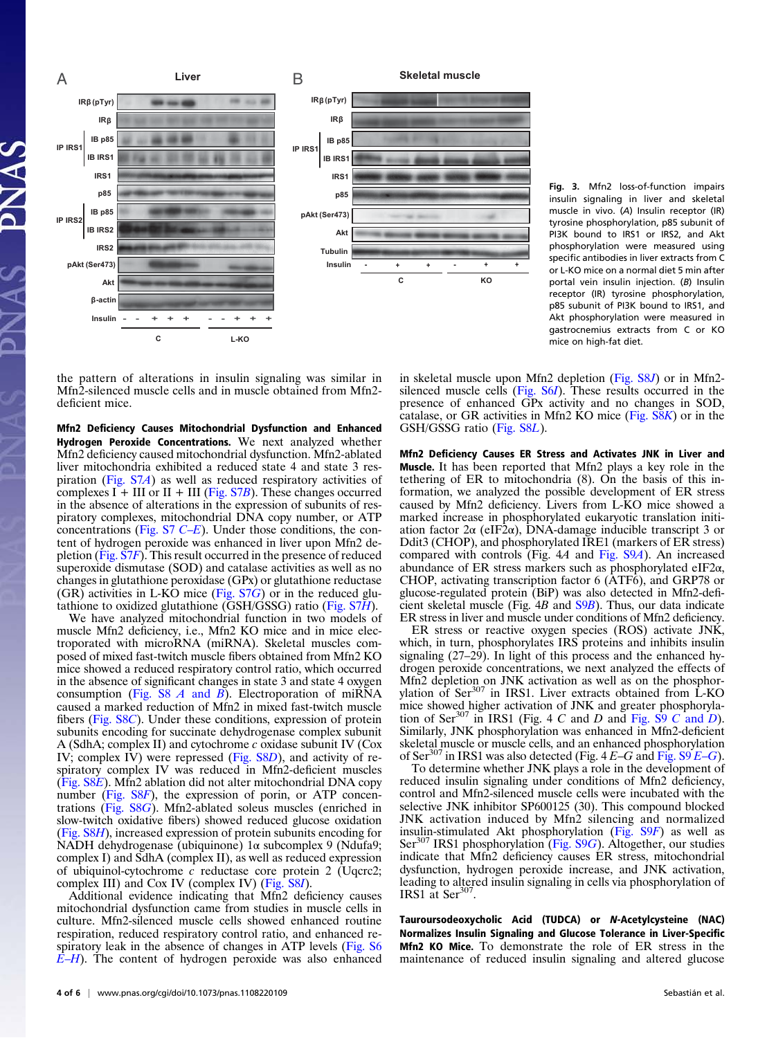**Fig. 3.** Mfn2 loss-of-function impairs insulin signaling in liver and skeletal muscle in vivo. (*A*) Insulin receptor (IR) tyrosine phosphorylation, p85 subunit of PI3K bound to IRS1 or IRS2, and Akt phosphorylation were measured using specific antibodies in liver extracts from C or L-KO mice on a normal diet 5 min after portal vein insulin injection. (*B*) Insulin receptor (IR) tyrosine phosphorylation, p85 subunit of PI3K bound to IRS1, and Akt phosphorylation were measured in gastrocnemius extracts from C or KO mice on high-fat diet.

the pattern of alterations in insulin signaling was similar in Mfn2-silenced muscle cells and in muscle obtained from Mfn2-deficient mice.

**Mfn2 Deficiency Causes Mitochondrial Dysfunction and Enhanced Hydrogen Peroxide Concentrations.** We next analyzed whether Mfn2 deficiency caused mitochondrial dysfunction. Mfn2-ablated liver mitochondria exhibited a reduced state 4 and state 3 respiration (Fig. S7*A*) as well as reduced respiratory activities of complexes I + III or II + III (Fig. S7*B*). These changes occurred in the absence of alterations in the expression of subunits of respiratory complexes, mitochondrial DNA copy number, or ATP concentrations (Fig. S7 *C–E*). Under those conditions, the content of hydrogen peroxide was enhanced in liver upon Mfn2 depletion (Fig. S7*F*). This result occurred in the presence of reduced superoxide dismutase (SOD) and catalase activities as well as no changes in glutathione peroxidase (GPx) or glutathione reductase (GR) activities in L-KO mice (Fig. S7*G*) or in the reduced glutathione to oxidized glutathione (GSH/GSSG) ratio (Fig. S7*H*).

We have analyzed mitochondrial function in two models of muscle Mfn2 deficiency, i.e., Mfn2 KO mice and in mice electroporated with microRNA (miRNA). Skeletal muscles composed of mixed fast-twitch muscle fibers obtained from Mfn2 KO mice showed a reduced respiratory control ratio, which occurred in the absence of significant changes in state 3 and state 4 oxygen consumption (Fig. S8 *A* and *B*). Electroporation of miRNA caused a marked reduction of Mfn2 in mixed fast-twitch muscle fibers (Fig. S8*C*). Under these conditions, expression of protein subunits encoding for succinate dehydrogenase complex subunit A (SdhA; complex II) and cytochrome *c* oxidase subunit IV (Cox IV; complex IV) were repressed (Fig. S8*D*), and activity of respiratory complex IV was reduced in Mfn2-deficient muscles (Fig. S8*E*). Mfn2 ablation did not alter mitochondrial DNA copy number (Fig. S8*F*), the expression of porin, or ATP concentrations (Fig. S8*G*). Mfn2-ablated soleus muscles (enriched in slow-twitch oxidative fibers) showed reduced glucose oxidation (Fig. S8*H*), increased expression of protein subunits encoding for NADH dehydrogenase (ubiquinone) 1α subcomplex 9 (Ndufa9; complex I) and SdhA (complex II), as well as reduced expression of ubiquinol-cytochrome *c* reductase core protein 2 (Uqcrc2; complex III) and Cox IV (complex IV) (Fig. S8*I*).

Additional evidence indicating that Mfn2 deficiency causes mitochondrial dysfunction came from studies in muscle cells in culture. Mfn2-silenced muscle cells showed enhanced routine respiration, reduced respiratory control ratio, and enhanced respiratory leak in the absence of changes in ATP levels (Fig. S6 *E–H*). The content of hydrogen peroxide was also enhanced in skeletal muscle upon Mfn2 depletion (Fig. S8*J*) or in Mfn2-silenced muscle cells (Fig. S6*I*). These results occurred in the presence of enhanced GPx activity and no changes in SOD, catalase, or GR activities in Mfn2 KO mice (Fig. S8*K*) or in the GSH/GSSG ratio (Fig. S8*L*).

**Mfn2 Deficiency Causes ER Stress and Activates JNK in Liver and Muscle.** It has been reported that Mfn2 plays a key role in the tethering of ER to mitochondria (8). On the basis of this information, we analyzed the possible development of ER stress caused by Mfn2 deficiency. Livers from L-KO mice showed a marked increase in phosphorylated eukaryotic translation initiation factor 2α (eIF2α), DNA-damage inducible transcript 3 or Ddit3 (CHOP), and phosphorylated IRE1 (markers of ER stress) compared with controls (Fig. 4*A* and Fig. S9*A*). An increased abundance of ER stress markers such as phosphorylated eIF2α, CHOP, activating transcription factor 6 (ATF6), and GRP78 or glucose-regulated protein (BiP) was also detected in Mfn2-deficient skeletal muscle (Fig. 4*B* and S9*B*). Thus, our data indicate ER stress in liver and muscle under conditions of Mfn2 deficiency.

ER stress or reactive oxygen species (ROS) activate JNK, which, in turn, phosphorylates IRS proteins and inhibits insulin signaling (27–29). In light of this process and the enhanced hydrogen peroxide concentrations, we next analyzed the effects of Mfn2 depletion on JNK activation as well as on the phosphorylation of Ser[307] in IRS1. Liver extracts obtained from L-KO mice showed higher activation of JNK and greater phosphorylation of Ser[307] in IRS1 (Fig. 4 *C* and *D* and Fig. S9 *C* and *D*). Similarly, JNK phosphorylation was enhanced in Mfn2-deficient skeletal muscle or muscle cells, and an enhanced phosphorylation of Ser[307] in IRS1 was also detected (Fig. 4 *E–G* and Fig. S9 *E–G*).

To determine whether JNK plays a role in the development of reduced insulin signaling under conditions of Mfn2 deficiency, control and Mfn2-silenced muscle cells were incubated with the selective JNK inhibitor SP600125 (30). This compound blocked JNK activation induced by Mfn2 silencing and normalized insulin-stimulated Akt phosphorylation (Fig. S9*F*) as well as Ser[307] IRS1 phosphorylation (Fig. S9*G*). Altogether, our studies indicate that Mfn2 deficiency causes ER stress, mitochondrial dysfunction, hydrogen peroxide increase, and JNK activation, leading to altered insulin signaling in cells via phosphorylation of IRS1 at Ser[307].

**Tauroursodeoxycholic Acid (TUDCA) or *N*-Acetylcysteine (NAC) Normalizes Insulin Signaling and Glucose Tolerance in Liver-Specific Mfn2 KO Mice.** To demonstrate the role of ER stress in the maintenance of reduced insulin signaling and altered glucose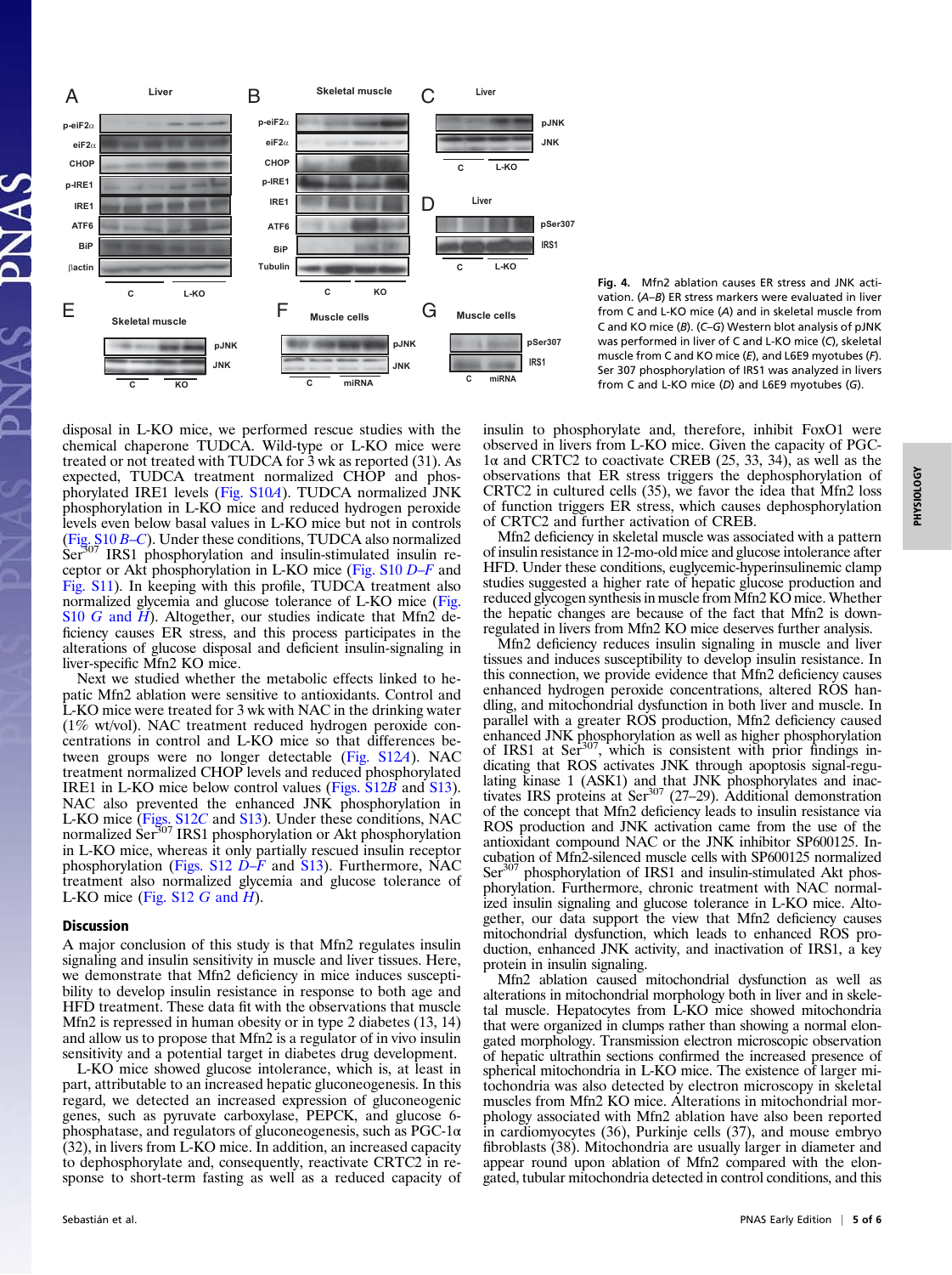**Fig. 4.** Mfn2 ablation causes ER stress and JNK activation. (*A*–*B*) ER stress markers were evaluated in liver from C and L-KO mice (*A*) and in skeletal muscle from C and KO mice (*B*). (*C*–*G*) Western blot analysis of pJNK was performed in liver of C and L-KO mice (*C*), skeletal muscle from C and KO mice (*E*), and L6E9 myotubes (*F*). Ser 307 phosphorylation of IRS1 was analyzed in livers from C and L-KO mice (*D*) and L6E9 myotubes (*G*).

disposal in L-KO mice, we performed rescue studies with the chemical chaperone TUDCA. Wild-type or L-KO mice were treated or not treated with TUDCA for 3 wk as reported (31). As expected, TUDCA treatment normalized CHOP and phosphorylated IRE1 levels (Fig. S10*A*). TUDCA normalized JNK phosphorylation in L-KO mice and reduced hydrogen peroxide levels even below basal values in L-KO mice but not in controls (Fig. S10 *B*–*C*). Under these conditions, TUDCA also normalized $Ser^{307}$ IRS1 phosphorylation and insulin-stimulated insulin receptor or Akt phosphorylation in L-KO mice (Fig. S10 *D*–*F* and Fig. S11). In keeping with this profile, TUDCA treatment also normalized glycemia and glucose tolerance of L-KO mice (Fig. S10 *G* and *H*). Altogether, our studies indicate that Mfn2 deficiency causes ER stress, and this process participates in the alterations of glucose disposal and deficient insulin-signaling in liver-specific Mfn2 KO mice.

Next we studied whether the metabolic effects linked to hepatic Mfn2 ablation were sensitive to antioxidants. Control and L-KO mice were treated for 3 wk with NAC in the drinking water (1% wt/vol). NAC treatment reduced hydrogen peroxide concentrations in control and L-KO mice so that differences between groups were no longer detectable (Fig. S12*A*). NAC treatment normalized CHOP levels and reduced phosphorylated IRE1 in L-KO mice below control values (Figs. S12*B* and S13). NAC also prevented the enhanced JNK phosphorylation in L-KO mice (Figs. S12*C* and S13). Under these conditions, NAC normalized $Ser^{307}$ IRS1 phosphorylation or Akt phosphorylation in L-KO mice, whereas it only partially rescued insulin receptor phosphorylation (Figs. S12 *D*–*F* and S13). Furthermore, NAC treatment also normalized glycemia and glucose tolerance of L-KO mice (Fig. S12 *G* and *H*).

## Discussion

A major conclusion of this study is that Mfn2 regulates insulin signaling and insulin sensitivity in muscle and liver tissues. Here, we demonstrate that Mfn2 deficiency in mice induces susceptibility to develop insulin resistance in response to both age and HFD treatment. These data fit with the observations that muscle Mfn2 is repressed in human obesity or in type 2 diabetes (13, 14) and allow us to propose that Mfn2 is a regulator of in vivo insulin sensitivity and a potential target in diabetes drug development.

L-KO mice showed glucose intolerance, which is, at least in part, attributable to an increased hepatic gluconeogenesis. In this regard, we detected an increased expression of gluconeogenic genes, such as pyruvate carboxylase, PEPCK, and glucose 6-phosphatase, and regulators of gluconeogenesis, such as PGC-1α (32), in livers from L-KO mice. In addition, an increased capacity to dephosphorylate and, consequently, reactivate CRTC2 in response to short-term fasting as well as a reduced capacity of insulin to phosphorylate and, therefore, inhibit FoxO1 were observed in livers from L-KO mice. Given the capacity of PGC-1α and CRTC2 to coactivate CREB (25, 33, 34), as well as the observations that ER stress triggers the dephosphorylation of CRTC2 in cultured cells (35), we favor the idea that Mfn2 loss of function triggers ER stress, which causes dephosphorylation of CRTC2 and further activation of CREB.

Mfn2 deficiency in skeletal muscle was associated with a pattern of insulin resistance in 12-mo-old mice and glucose intolerance after HFD. Under these conditions, euglycemic-hyperinsulinemic clamp studies suggested a higher rate of hepatic glucose production and reduced glycogen synthesis in muscle from Mfn2 KO mice. Whether the hepatic changes are because of the fact that Mfn2 is down-regulated in livers from Mfn2 KO mice deserves further analysis.

Mfn2 deficiency reduces insulin signaling in muscle and liver tissues and induces susceptibility to develop insulin resistance. In this connection, we provide evidence that Mfn2 deficiency causes enhanced hydrogen peroxide concentrations, altered ROS handling, and mitochondrial dysfunction in both liver and muscle. In parallel with a greater ROS production, Mfn2 deficiency caused enhanced JNK phosphorylation as well as higher phosphorylation of IRS1 at $Ser^{307}$, which is consistent with prior findings indicating that ROS activates JNK through apoptosis signal-regulating kinase 1 (ASK1) and that JNK phosphorylates and inactivates IRS proteins at $Ser^{307}$ (27–29). Additional demonstration of the concept that Mfn2 deficiency leads to insulin resistance via ROS production and JNK activation came from the use of the antioxidant compound NAC or the JNK inhibitor SP600125. Incubation of Mfn2-silenced muscle cells with SP600125 normalized $Ser^{307}$ phosphorylation of IRS1 and insulin-stimulated Akt phosphorylation. Furthermore, chronic treatment with NAC normalized insulin signaling and glucose tolerance in L-KO mice. Altogether, our data support the view that Mfn2 deficiency causes mitochondrial dysfunction, which leads to enhanced ROS production, enhanced JNK activity, and inactivation of IRS1, a key protein in insulin signaling.

Mfn2 ablation caused mitochondrial dysfunction as well as alterations in mitochondrial morphology both in liver and in skeletal muscle. Hepatocytes from L-KO mice showed mitochondria that were organized in clumps rather than showing a normal elongated morphology. Transmission electron microscopic observation of hepatic ultrathin sections confirmed the increased presence of spherical mitochondria in L-KO mice. The existence of larger mitochondria was also detected by electron microscopy in skeletal muscles from Mfn2 KO mice. Alterations in mitochondrial morphology associated with Mfn2 ablation have also been reported in cardiomyocytes (36), Purkinje cells (37), and mouse embryo fibroblasts (38). Mitochondria are usually larger in diameter and appear round upon ablation of Mfn2 compared with the elongated, tubular mitochondria detected in control conditions, and this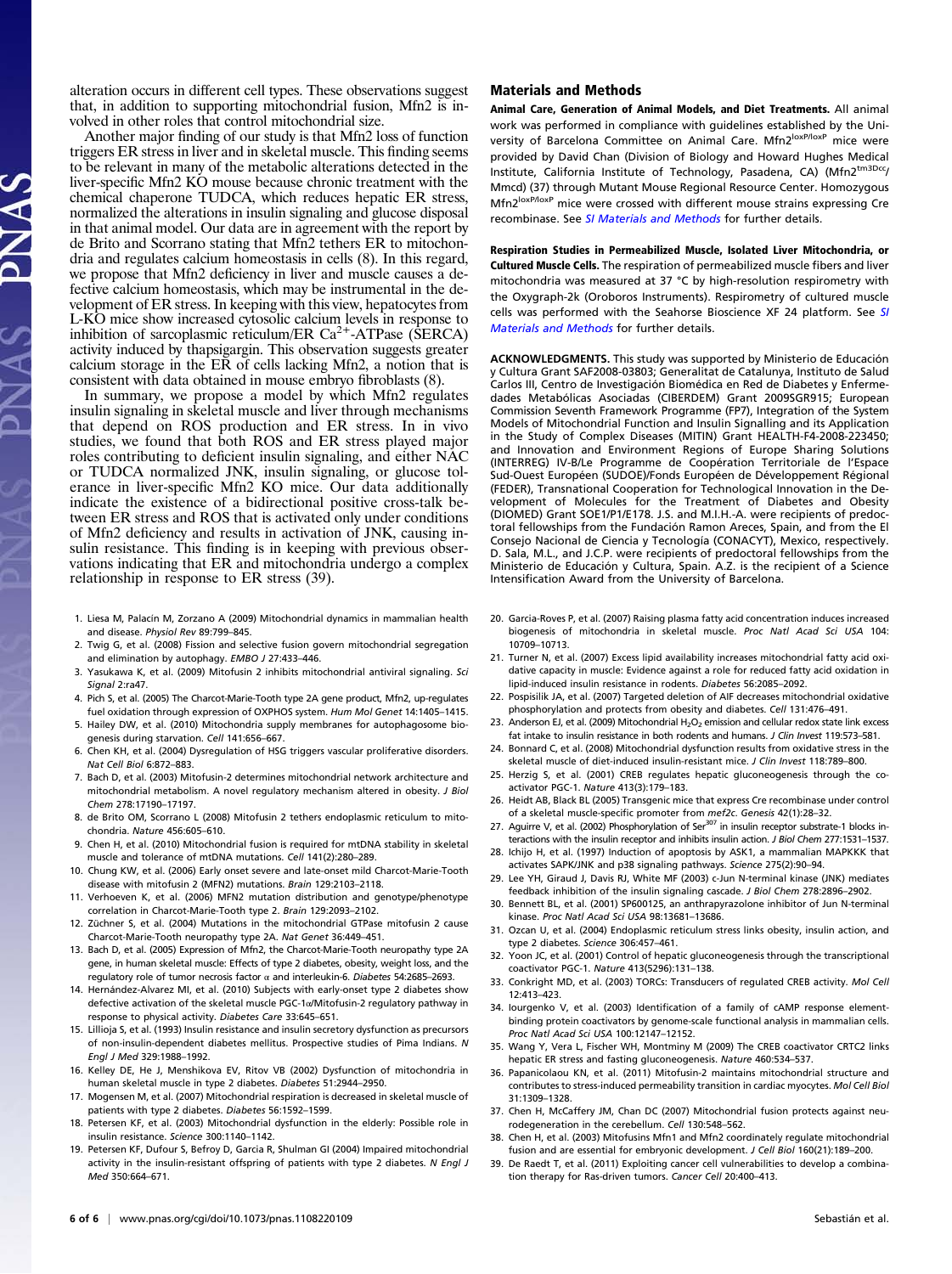alteration occurs in different cell types. These observations suggest that, in addition to supporting mitochondrial fusion, Mfn2 is involved in other roles that control mitochondrial size.

Another major finding of our study is that Mfn2 loss of function triggers ER stress in liver and in skeletal muscle. This finding seems to be relevant in many of the metabolic alterations detected in the liver-specific Mfn2 KO mouse because chronic treatment with the chemical chaperone TUDCA, which reduces hepatic ER stress, normalized the alterations in insulin signaling and glucose disposal in that animal model. Our data are in agreement with the report by de Brito and Scorrano stating that Mfn2 tethers ER to mitochondria and regulates calcium homeostasis in cells (8). In this regard, we propose that Mfn2 deficiency in liver and muscle causes a defective calcium homeostasis, which may be instrumental in the development of ER stress. In keeping with this view, hepatocytes from L-KO mice show increased cytosolic calcium levels in response to inhibition of sarcoplasmic reticulum/ER $Ca^{2+}$-ATPase (SERCA) activity induced by thapsigargin. This observation suggests greater calcium storage in the ER of cells lacking Mfn2, a notion that is consistent with data obtained in mouse embryo fibroblasts (8).

In summary, we propose a model by which Mfn2 regulates insulin signaling in skeletal muscle and liver through mechanisms that depend on ROS production and ER stress. In in vivo studies, we found that both ROS and ER stress played major roles contributing to deficient insulin signaling, and either NAC or TUDCA normalized JNK, insulin signaling, or glucose tolerance in liver-specific Mfn2 KO mice. Our data additionally indicate the existence of a bidirectional positive cross-talk between ER stress and ROS that is activated only under conditions of Mfn2 deficiency and results in activation of JNK, causing insulin resistance. This finding is in keeping with previous observations indicating that ER and mitochondria undergo a complex relationship in response to ER stress (39).

## Materials and Methods

**Animal Care, Generation of Animal Models, and Diet Treatments.** All animal work was performed in compliance with guidelines established by the University of Barcelona Committee on Animal Care. Mfn2$^{loxP/loxP}$ mice were provided by David Chan (Division of Biology and Howard Hughes Medical Institute, California Institute of Technology, Pasadena, CA) (Mfn2$^{tm3Dcc}$/Mmcd) (37) through Mutant Mouse Regional Resource Center. Homozygous Mfn2$^{loxP/loxP}$ mice were crossed with different mouse strains expressing Cre recombinase. See *SI Materials and Methods* for further details.

**Respiration Studies in Permeabilized Muscle, Isolated Liver Mitochondria, or Cultured Muscle Cells.** The respiration of permeabilized muscle fibers and liver mitochondria was measured at 37 °C by high-resolution respirometry with the Oxygraph-2k (Oroboros Instruments). Respirometry of cultured muscle cells was performed with the Seahorse Bioscience XF 24 platform. See *SI Materials and Methods* for further details.

**ACKNOWLEDGMENTS.** This study was supported by Ministerio de Educación y Cultura Grant SAF2008-03803; Generalitat de Catalunya, Instituto de Salud Carlos III, Centro de Investigación Biomédica en Red de Diabetes y Enfermedades Metabólicas Asociadas (CIBERDEM) Grant 2009SGR915; European Commission Seventh Framework Programme (FP7), Integration of the System Models of Mitochondrial Function and Insulin Signalling and its Application in the Study of Complex Diseases (MITIN) Grant HEALTH-F4-2008-223450; and Innovation and Environment Regions of Europe Sharing Solutions (INTERREG) IV-B/Le Programme de Coopération Territoriale de l'Espace Sud-Ouest Européen (SUDOE)/Fonds Européen de Développement Régional (FEDER), Transnational Cooperation for Technological Innovation in the Development of Molecules for the Treatment of Diabetes and Obesity (DIOMED) Grant SOE1/P1/E178. J.S. and M.I.H.-A. were recipients of predoctoral fellowships from the Fundación Ramon Areces, Spain, and from the El Consejo Nacional de Ciencia y Tecnología (CONACYT), Mexico, respectively. D. Sala, M.L., and J.C.P. were recipients of predoctoral fellowships from the Ministerio de Educación y Cultura, Spain. A.Z. is the recipient of a Science Intensification Award from the University of Barcelona.

1. Liesa M, Palacín M, Zorzano A (2009) Mitochondrial dynamics in mammalian health and disease. *Physiol Rev* 89:799–845.
2. Twig G, et al. (2008) Fission and selective fusion govern mitochondrial segregation and elimination by autophagy. *EMBO J* 27:433–446.
3. Yasukawa K, et al. (2009) Mitofusin 2 inhibits mitochondrial antiviral signaling. *Sci Signal* 2:ra47.
4. Pich S, et al. (2005) The Charcot-Marie-Tooth type 2A gene product, Mfn2, up-regulates fuel oxidation through expression of OXPHOS system. *Hum Mol Genet* 14:1405–1415.
5. Hailey DW, et al. (2010) Mitochondria supply membranes for autophagosome biogenesis during starvation. *Cell* 141:656–667.
6. Chen KH, et al. (2004) Dysregulation of HSG triggers vascular proliferative disorders. *Nat Cell Biol* 6:872–883.
7. Bach D, et al. (2003) Mitofusin-2 determines mitochondrial network architecture and mitochondrial metabolism. A novel regulatory mechanism altered in obesity. *J Biol Chem* 278:17190–17197.
8. de Brito OM, Scorrano L (2008) Mitofusin 2 tethers endoplasmic reticulum to mitochondria. *Nature* 456:605–610.
9. Chen H, et al. (2010) Mitochondrial fusion is required for mtDNA stability in skeletal muscle and tolerance of mtDNA mutations. *Cell* 141(2):280–289.
10. Chung KW, et al. (2006) Early onset severe and late-onset mild Charcot-Marie-Tooth disease with mitofusin 2 (MFN2) mutations. *Brain* 129:2103–2118.
11. Verhoeven K, et al. (2006) MFN2 mutation distribution and genotype/phenotype correlation in Charcot-Marie-Tooth type 2. *Brain* 129:2093–2102.
12. Züchner S, et al. (2004) Mutations in the mitochondrial GTPase mitofusin 2 cause Charcot-Marie-Tooth neuropathy type 2A. *Nat Genet* 36:449–451.
13. Bach D, et al. (2005) Expression of Mfn2, the Charcot-Marie-Tooth neuropathy type 2A gene, in human skeletal muscle: Effects of type 2 diabetes, obesity, weight loss, and the regulatory role of tumor necrosis factor α and interleukin-6. *Diabetes* 54:2685–2693.
14. Hernández-Alvarez MI, et al. (2010) Subjects with early-onset type 2 diabetes show defective activation of the skeletal muscle PGC-1α/Mitofusin-2 regulatory pathway in response to physical activity. *Diabetes Care* 33:645–651.
15. Lillioja S, et al. (1993) Insulin resistance and insulin secretory dysfunction as precursors of non-insulin-dependent diabetes mellitus. Prospective studies of Pima Indians. *N Engl J Med* 329:1988–1992.
16. Kelley DE, He J, Menshikova EV, Ritov VB (2002) Dysfunction of mitochondria in human skeletal muscle in type 2 diabetes. *Diabetes* 51:2944–2950.
17. Mogensen M, et al. (2007) Mitochondrial respiration is decreased in skeletal muscle of patients with type 2 diabetes. *Diabetes* 56:1592–1599.
18. Petersen KF, et al. (2003) Mitochondrial dysfunction in the elderly: Possible role in insulin resistance. *Science* 300:1140–1142.
19. Petersen KF, Dufour S, Befroy D, Garcia R, Shulman GI (2004) Impaired mitochondrial activity in the insulin-resistant offspring of patients with type 2 diabetes. *N Engl J Med* 350:664–671.
20. Garcia-Roves P, et al. (2007) Raising plasma fatty acid concentration induces increased biogenesis of mitochondria in skeletal muscle. *Proc Natl Acad Sci USA* 104:10709–10713.
21. Turner N, et al. (2007) Excess lipid availability increases mitochondrial fatty acid oxidative capacity in muscle: Evidence against a role for reduced fatty acid oxidation in lipid-induced insulin resistance in rodents. *Diabetes* 56:2085–2092.
22. Pospisilik JA, et al. (2007) Targeted deletion of AIF decreases mitochondrial oxidative phosphorylation and protects from obesity and diabetes. *Cell* 131:476–491.
23. Anderson EJ, et al. (2009) Mitochondrial $H_2O_2$ emission and cellular redox state link excess fat intake to insulin resistance in both rodents and humans. *J Clin Invest* 119:573–581.
24. Bonnard C, et al. (2008) Mitochondrial dysfunction results from oxidative stress in the skeletal muscle of diet-induced insulin-resistant mice. *J Clin Invest* 118:789–800.
25. Herzig S, et al. (2001) CREB regulates hepatic gluconeogenesis through the coactivator PGC-1. *Nature* 413(3):179–183.
26. Heidt AB, Black BL (2005) Transgenic mice that express Cre recombinase under control of a skeletal muscle-specific promoter from *mef2c*. *Genesis* 42(1):28–32.
27. Aguirre V, et al. (2002) Phosphorylation of Ser$^{307}$ in insulin receptor substrate-1 blocks interactions with the insulin receptor and inhibits insulin action. *J Biol Chem* 277:1531–1537.
28. Ichijo H, et al. (1997) Induction of apoptosis by ASK1, a mammalian MAPKKK that activates SAPK/JNK and p38 signaling pathways. *Science* 275(2):90–94.
29. Lee YH, Giraud J, Davis RJ, White MF (2003) c-Jun N-terminal kinase (JNK) mediates feedback inhibition of the insulin signaling cascade. *J Biol Chem* 278:2896–2902.
30. Bennett BL, et al. (2001) SP600125, an anthrapyrazolone inhibitor of Jun N-terminal kinase. *Proc Natl Acad Sci USA* 98:13681–13686.
31. Ozcan U, et al. (2004) Endoplasmic reticulum stress links obesity, insulin action, and type 2 diabetes. *Science* 306:457–461.
32. Yoon JC, et al. (2001) Control of hepatic gluconeogenesis through the transcriptional coactivator PGC-1. *Nature* 413(5296):131–138.
33. Conkright MD, et al. (2003) TORCs: Transducers of regulated CREB activity. *Mol Cell* 12:413–423.
34. Iourgenko V, et al. (2003) Identification of a family of cAMP response element-binding protein coactivators by genome-scale functional analysis in mammalian cells. *Proc Natl Acad Sci USA* 100:12147–12152.
35. Wang Y, Vera L, Fischer WH, Montminy M (2009) The CREB coactivator CRTC2 links hepatic ER stress and fasting gluconeogenesis. *Nature* 460:534–537.
36. Papanicolaou KN, et al. (2011) Mitofusin-2 maintains mitochondrial structure and contributes to stress-induced permeability transition in cardiac myocytes. *Mol Cell Biol* 31:1309–1328.
37. Chen H, McCaffery JM, Chan DC (2007) Mitochondrial fusion protects against neurodegeneration in the cerebellum. *Cell* 130:548–562.
38. Chen H, et al. (2003) Mitofusins Mfn1 and Mfn2 coordinately regulate mitochondrial fusion and are essential for embryonic development. *J Cell Biol* 160(2):189–200.
39. De Raedt T, et al. (2011) Exploiting cancer cell vulnerabilities to develop a combination therapy for Ras-driven tumors. *Cancer Cell* 20:400–413.